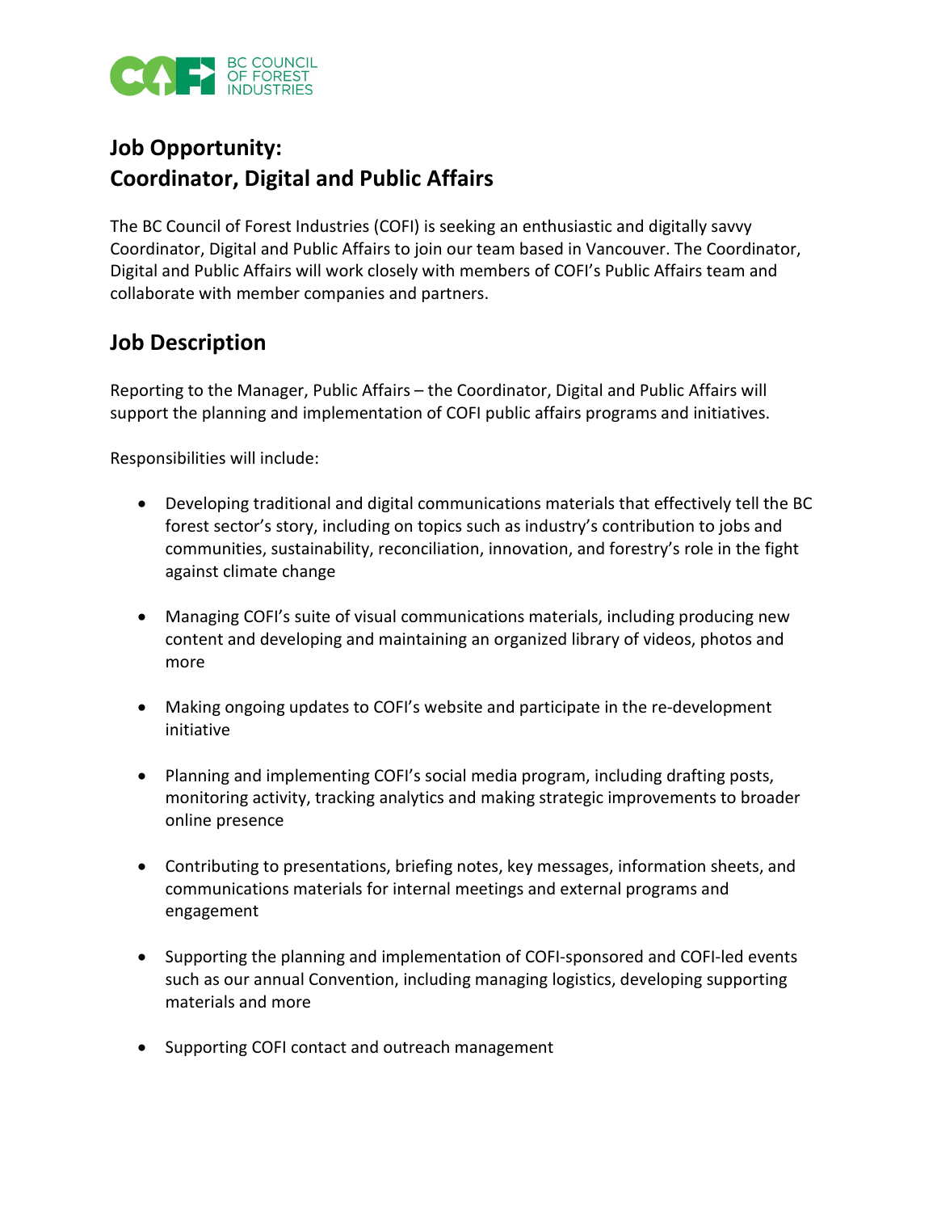BC COUNCIL OF FOREST INDUSTRIES

# Job Opportunity:
# Coordinator, Digital and Public Affairs

The BC Council of Forest Industries (COFI) is seeking an enthusiastic and digitally savvy Coordinator, Digital and Public Affairs to join our team based in Vancouver. The Coordinator, Digital and Public Affairs will work closely with members of COFI's Public Affairs team and collaborate with member companies and partners.

## Job Description

Reporting to the Manager, Public Affairs – the Coordinator, Digital and Public Affairs will support the planning and implementation of COFI public affairs programs and initiatives.

Responsibilities will include:

- Developing traditional and digital communications materials that effectively tell the BC forest sector's story, including on topics such as industry's contribution to jobs and communities, sustainability, reconciliation, innovation, and forestry's role in the fight against climate change

- Managing COFI's suite of visual communications materials, including producing new content and developing and maintaining an organized library of videos, photos and more

- Making ongoing updates to COFI's website and participate in the re-development initiative

- Planning and implementing COFI's social media program, including drafting posts, monitoring activity, tracking analytics and making strategic improvements to broader online presence

- Contributing to presentations, briefing notes, key messages, information sheets, and communications materials for internal meetings and external programs and engagement

- Supporting the planning and implementation of COFI-sponsored and COFI-led events such as our annual Convention, including managing logistics, developing supporting materials and more

- Supporting COFI contact and outreach management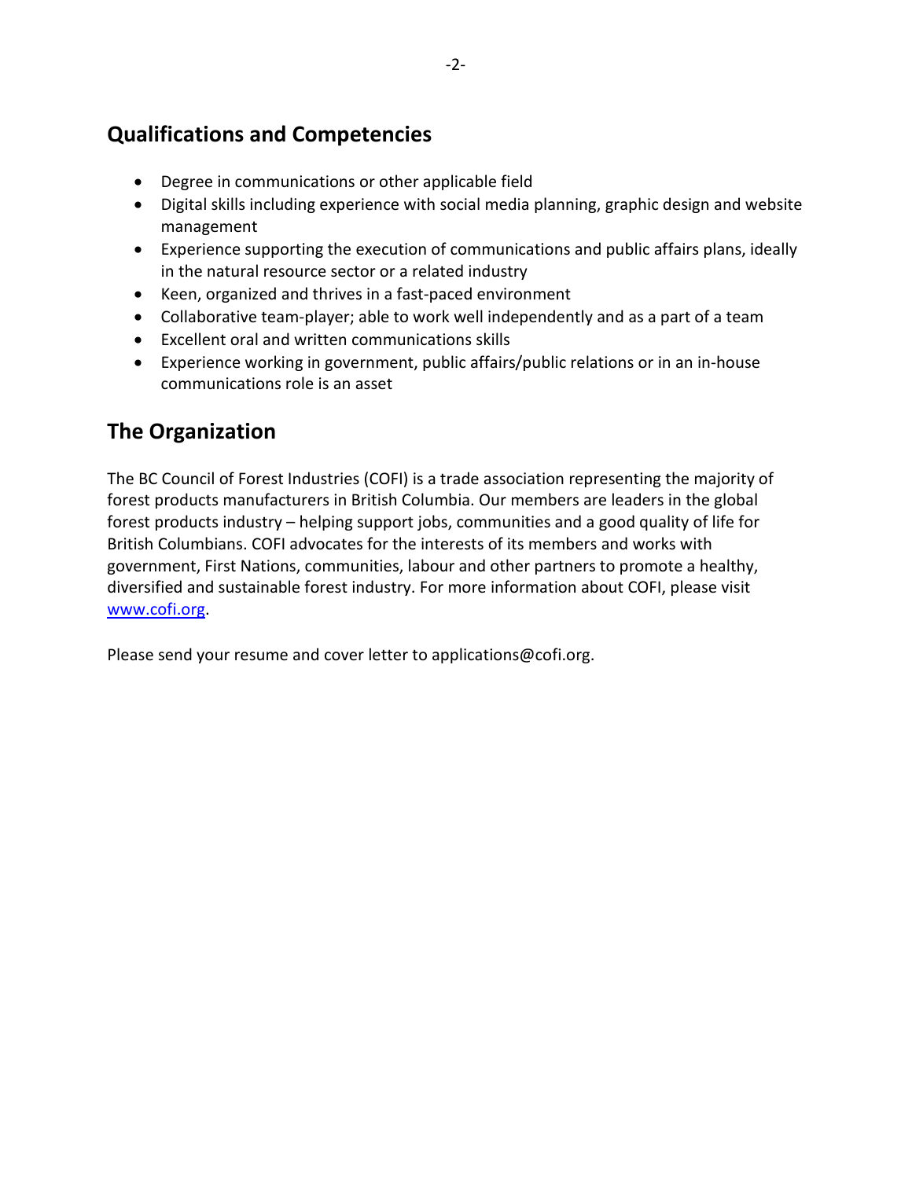## Qualifications and Competencies

- Degree in communications or other applicable field
- Digital skills including experience with social media planning, graphic design and website management
- Experience supporting the execution of communications and public affairs plans, ideally in the natural resource sector or a related industry
- Keen, organized and thrives in a fast-paced environment
- Collaborative team-player; able to work well independently and as a part of a team
- Excellent oral and written communications skills
- Experience working in government, public affairs/public relations or in an in-house communications role is an asset

## The Organization

The BC Council of Forest Industries (COFI) is a trade association representing the majority of forest products manufacturers in British Columbia. Our members are leaders in the global forest products industry – helping support jobs, communities and a good quality of life for British Columbians. COFI advocates for the interests of its members and works with government, First Nations, communities, labour and other partners to promote a healthy, diversified and sustainable forest industry. For more information about COFI, please visit [www.cofi.org](http://www.cofi.org).

Please send your resume and cover letter to applications@cofi.org.